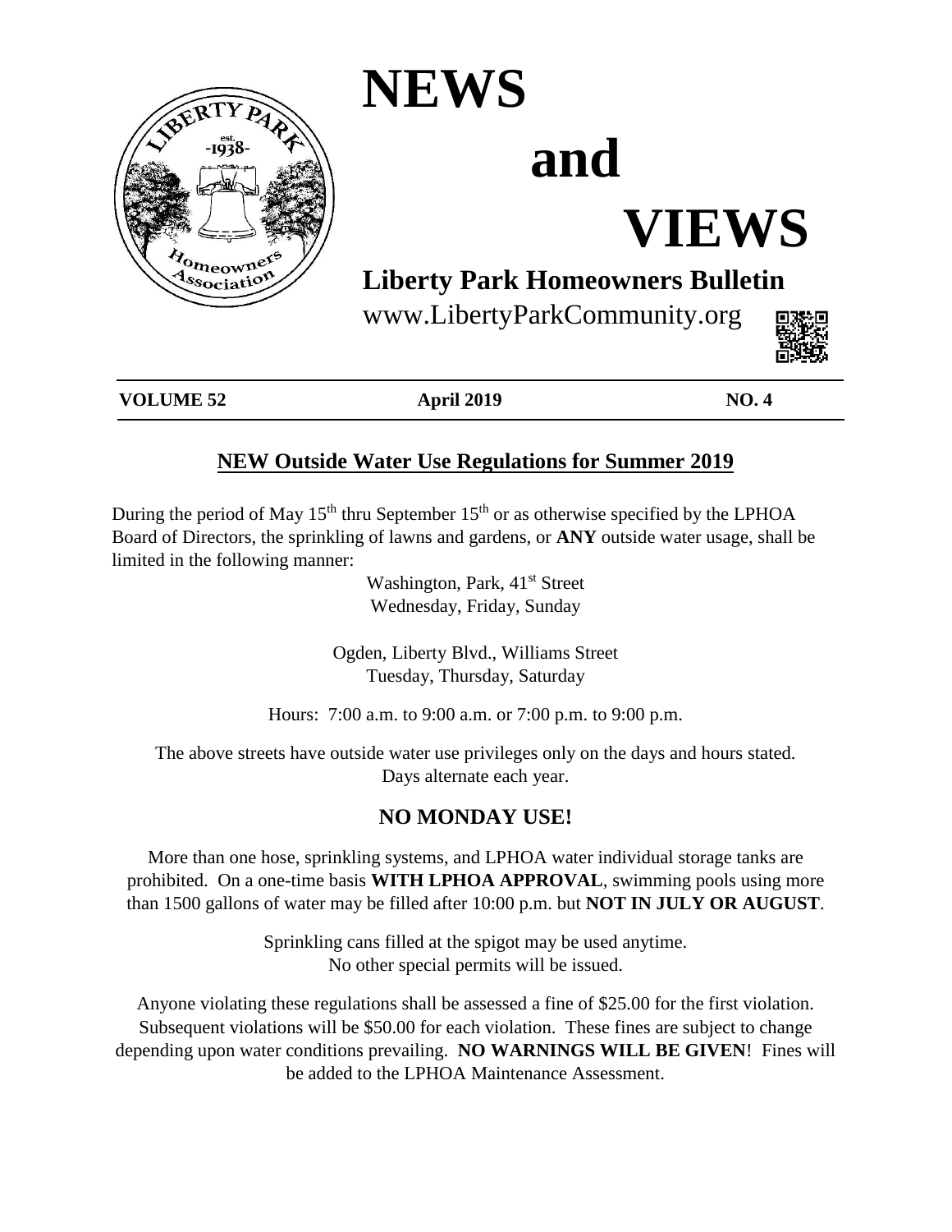# NEWS and VIEWS

## Liberty Park Homeowners Bulletin

www.LibertyParkCommunity.org

**VOLUME 52** | **April 2019** | **NO. 4**

## NEW Outside Water Use Regulations for Summer 2019

During the period of May 15th thru September 15th or as otherwise specified by the LPHOA Board of Directors, the sprinkling of lawns and gardens, or **ANY** outside water usage, shall be limited in the following manner:

Washington, Park, 41st Street
Wednesday, Friday, Sunday

Ogden, Liberty Blvd., Williams Street
Tuesday, Thursday, Saturday

Hours: 7:00 a.m. to 9:00 a.m. or 7:00 p.m. to 9:00 p.m.

The above streets have outside water use privileges only on the days and hours stated.
Days alternate each year.

### NO MONDAY USE!

More than one hose, sprinkling systems, and LPHOA water individual storage tanks are prohibited. On a one-time basis **WITH LPHOA APPROVAL**, swimming pools using more than 1500 gallons of water may be filled after 10:00 p.m. but **NOT IN JULY OR AUGUST**.

Sprinkling cans filled at the spigot may be used anytime.
No other special permits will be issued.

Anyone violating these regulations shall be assessed a fine of $25.00 for the first violation. Subsequent violations will be $50.00 for each violation. These fines are subject to change depending upon water conditions prevailing. **NO WARNINGS WILL BE GIVEN**! Fines will be added to the LPHOA Maintenance Assessment.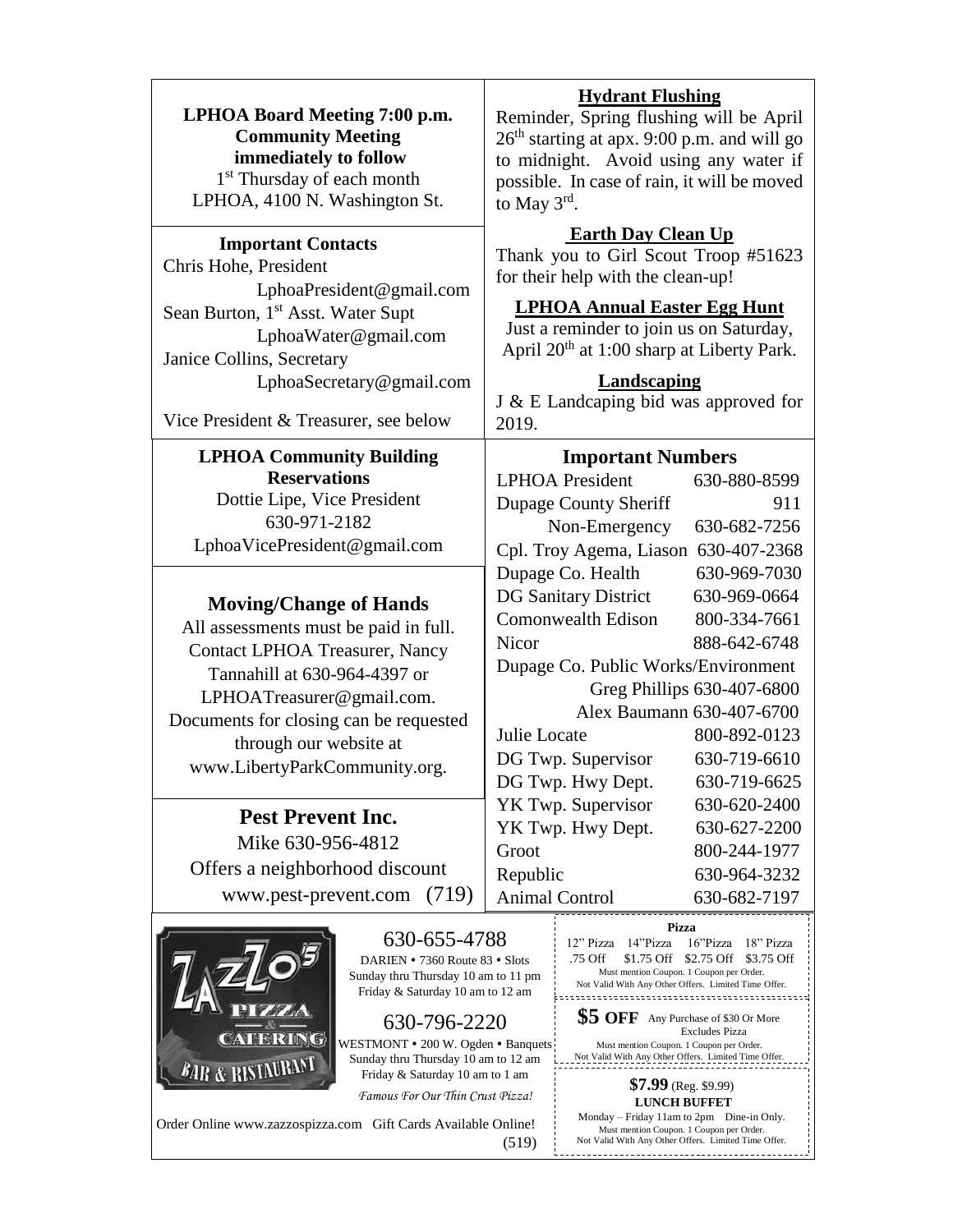**LPHOA Board Meeting 7:00 p.m.**
**Community Meeting immediately to follow**
1st Thursday of each month
LPHOA, 4100 N. Washington St.

**Important Contacts**

Chris Hohe, President
LphoaPresident@gmail.com
Sean Burton, 1st Asst. Water Supt
LphoaWater@gmail.com
Janice Collins, Secretary
LphoaSecretary@gmail.com

Vice President & Treasurer, see below

**LPHOA Community Building Reservations**

Dottie Lipe, Vice President
630-971-2182
LphoaVicePresident@gmail.com

## Moving/Change of Hands

All assessments must be paid in full. Contact LPHOA Treasurer, Nancy Tannahill at 630-964-4397 or LPHOATreasurer@gmail.com. Documents for closing can be requested through our website at www.LibertyParkCommunity.org.

## Pest Prevent Inc.

Mike 630-956-4812
Offers a neighborhood discount
www.pest-prevent.com (719)

**Hydrant Flushing**

Reminder, Spring flushing will be April 26th starting at apx. 9:00 p.m. and will go to midnight. Avoid using any water if possible. In case of rain, it will be moved to May 3rd.

**Earth Day Clean Up**

Thank you to Girl Scout Troop #51623 for their help with the clean-up!

**LPHOA Annual Easter Egg Hunt**

Just a reminder to join us on Saturday, April 20th at 1:00 sharp at Liberty Park.

**Landscaping**

J & E Landcaping bid was approved for 2019.

**Important Numbers**

| | |
|---|---|
| LPHOA President | 630-880-8599 |
| Dupage County Sheriff | 911 |
| Non-Emergency | 630-682-7256 |
| Cpl. Troy Agema, Liason | 630-407-2368 |
| Dupage Co. Health | 630-969-7030 |
| DG Sanitary District | 630-969-0664 |
| Comonwealth Edison | 800-334-7661 |
| Nicor | 888-642-6748 |
| Dupage Co. Public Works/Environment | |
| Greg Phillips | 630-407-6800 |
| Alex Baumann | 630-407-6700 |
| Julie Locate | 800-892-0123 |
| DG Twp. Supervisor | 630-719-6610 |
| DG Twp. Hwy Dept. | 630-719-6625 |
| YK Twp. Supervisor | 630-620-2400 |
| YK Twp. Hwy Dept. | 630-627-2200 |
| Groot | 800-244-1977 |
| Republic | 630-964-3232 |
| Animal Control | 630-682-7197 |

ZAZZO'S PIZZA & CATERING BAR & RISTAURANT

630-655-4788
DARIEN • 7360 Route 83 • Slots
Sunday thru Thursday 10 am to 11 pm
Friday & Saturday 10 am to 12 am

630-796-2220
WESTMONT • 200 W. Ogden • Banquets
Sunday thru Thursday 10 am to 12 am
Friday & Saturday 10 am to 1 am

*Famous For Our Thin Crust Pizza!*

Order Online www.zazzospizza.com Gift Cards Available Online!
(519)

**Pizza**

| 12" Pizza | 14"Pizza | 16"Pizza | 18" Pizza |
|---|---|---|---|
| .75 Off | $1.75 Off | $2.75 Off | $3.75 Off |

Must mention Coupon. 1 Coupon per Order.
Not Valid With Any Other Offers. Limited Time Offer.

**$5 OFF** Any Purchase of $30 Or More
Excludes Pizza
Must mention Coupon. 1 Coupon per Order.
Not Valid With Any Other Offers. Limited Time Offer.

**$7.99** (Reg. $9.99)
**LUNCH BUFFET**
Monday – Friday 11am to 2pm Dine-in Only.
Must mention Coupon. 1 Coupon per Order.
Not Valid With Any Other Offers. Limited Time Offer.